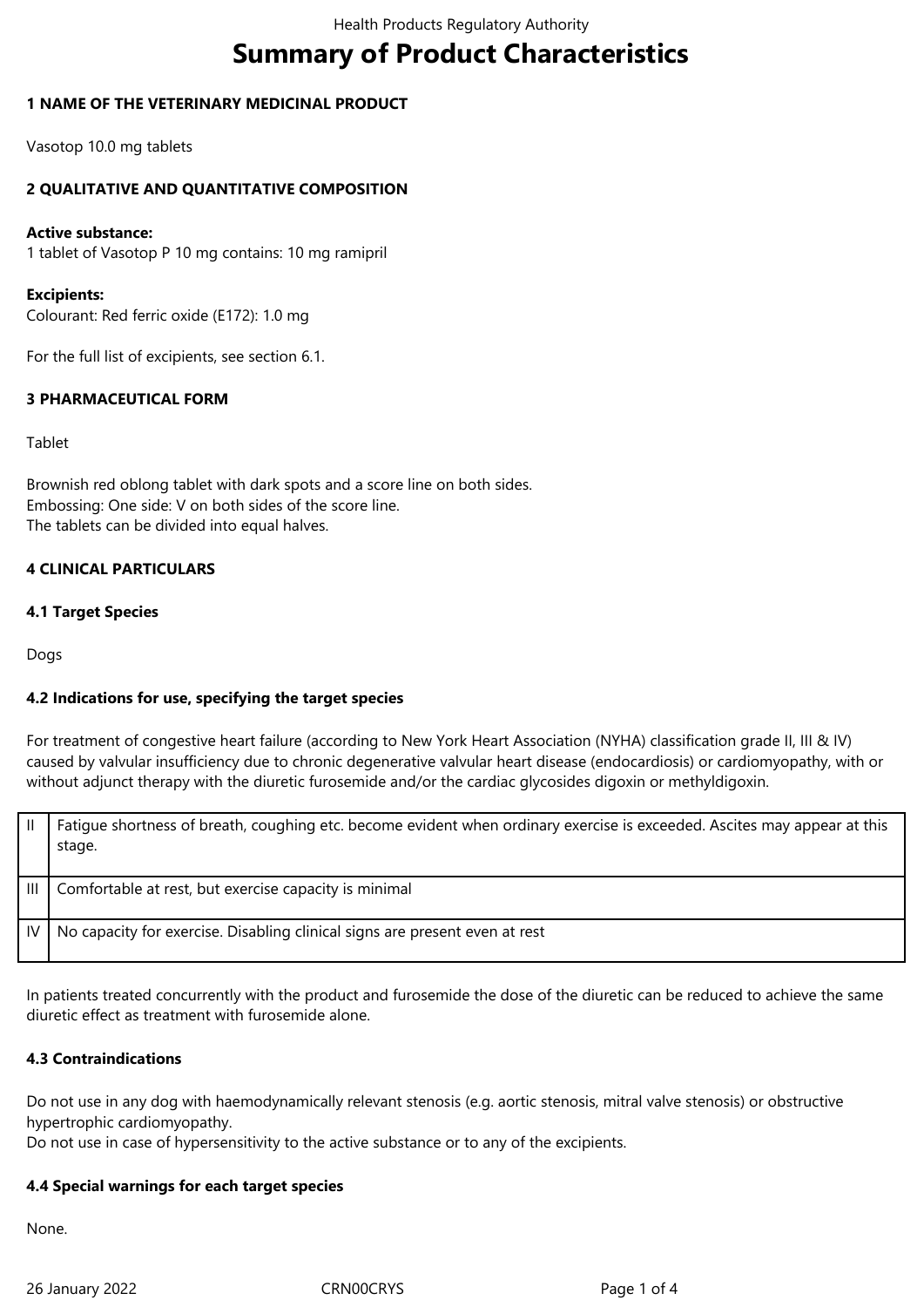# Summary of Product Characteristics

## 1 NAME OF THE VETERINARY MEDICINAL PRODUCT

Vasotop 10.0 mg tablets

## 2 QUALITATIVE AND QUANTITATIVE COMPOSITION

**Active substance:**
1 tablet of Vasotop P 10 mg contains: 10 mg ramipril

**Excipients:**
Colourant: Red ferric oxide (E172): 1.0 mg

For the full list of excipients, see section 6.1.

## 3 PHARMACEUTICAL FORM

Tablet

Brownish red oblong tablet with dark spots and a score line on both sides.
Embossing: One side: V on both sides of the score line.
The tablets can be divided into equal halves.

## 4 CLINICAL PARTICULARS

### 4.1 Target Species

Dogs

### 4.2 Indications for use, specifying the target species

For treatment of congestive heart failure (according to New York Heart Association (NYHA) classification grade II, III & IV) caused by valvular insufficiency due to chronic degenerative valvular heart disease (endocardiosis) or cardiomyopathy, with or without adjunct therapy with the diuretic furosemide and/or the cardiac glycosides digoxin or methyldigoxin.

| | |
|---|---|
| II | Fatigue shortness of breath, coughing etc. become evident when ordinary exercise is exceeded. Ascites may appear at this stage. |
| III | Comfortable at rest, but exercise capacity is minimal |
| IV | No capacity for exercise. Disabling clinical signs are present even at rest |

In patients treated concurrently with the product and furosemide the dose of the diuretic can be reduced to achieve the same diuretic effect as treatment with furosemide alone.

### 4.3 Contraindications

Do not use in any dog with haemodynamically relevant stenosis (e.g. aortic stenosis, mitral valve stenosis) or obstructive hypertrophic cardiomyopathy.
Do not use in case of hypersensitivity to the active substance or to any of the excipients.

### 4.4 Special warnings for each target species

None.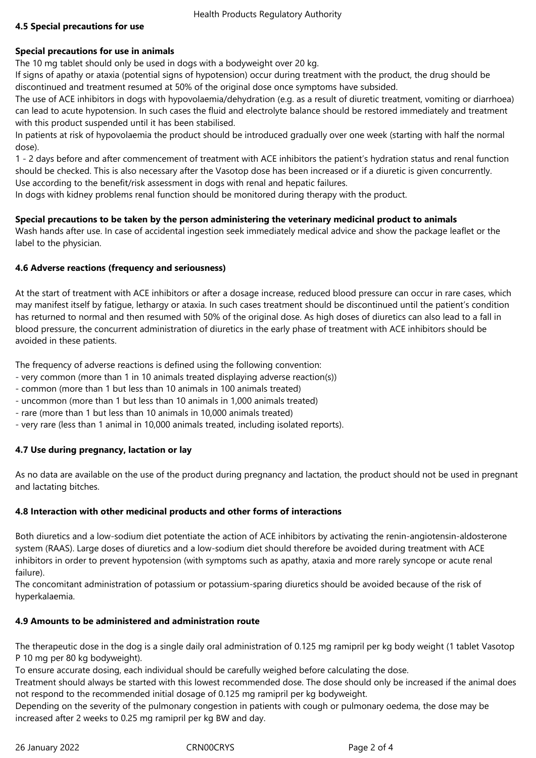## 4.5 Special precautions for use

### Special precautions for use in animals

The 10 mg tablet should only be used in dogs with a bodyweight over 20 kg.
If signs of apathy or ataxia (potential signs of hypotension) occur during treatment with the product, the drug should be discontinued and treatment resumed at 50% of the original dose once symptoms have subsided.
The use of ACE inhibitors in dogs with hypovolaemia/dehydration (e.g. as a result of diuretic treatment, vomiting or diarrhoea) can lead to acute hypotension. In such cases the fluid and electrolyte balance should be restored immediately and treatment with this product suspended until it has been stabilised.
In patients at risk of hypovolaemia the product should be introduced gradually over one week (starting with half the normal dose).
1 - 2 days before and after commencement of treatment with ACE inhibitors the patient's hydration status and renal function should be checked. This is also necessary after the Vasotop dose has been increased or if a diuretic is given concurrently.
Use according to the benefit/risk assessment in dogs with renal and hepatic failures.
In dogs with kidney problems renal function should be monitored during therapy with the product.

### Special precautions to be taken by the person administering the veterinary medicinal product to animals

Wash hands after use. In case of accidental ingestion seek immediately medical advice and show the package leaflet or the label to the physician.

## 4.6 Adverse reactions (frequency and seriousness)

At the start of treatment with ACE inhibitors or after a dosage increase, reduced blood pressure can occur in rare cases, which may manifest itself by fatigue, lethargy or ataxia. In such cases treatment should be discontinued until the patient's condition has returned to normal and then resumed with 50% of the original dose. As high doses of diuretics can also lead to a fall in blood pressure, the concurrent administration of diuretics in the early phase of treatment with ACE inhibitors should be avoided in these patients.

The frequency of adverse reactions is defined using the following convention:
- very common (more than 1 in 10 animals treated displaying adverse reaction(s))
- common (more than 1 but less than 10 animals in 100 animals treated)
- uncommon (more than 1 but less than 10 animals in 1,000 animals treated)
- rare (more than 1 but less than 10 animals in 10,000 animals treated)
- very rare (less than 1 animal in 10,000 animals treated, including isolated reports).

## 4.7 Use during pregnancy, lactation or lay

As no data are available on the use of the product during pregnancy and lactation, the product should not be used in pregnant and lactating bitches.

## 4.8 Interaction with other medicinal products and other forms of interactions

Both diuretics and a low-sodium diet potentiate the action of ACE inhibitors by activating the renin-angiotensin-aldosterone system (RAAS). Large doses of diuretics and a low-sodium diet should therefore be avoided during treatment with ACE inhibitors in order to prevent hypotension (with symptoms such as apathy, ataxia and more rarely syncope or acute renal failure).
The concomitant administration of potassium or potassium-sparing diuretics should be avoided because of the risk of hyperkalaemia.

## 4.9 Amounts to be administered and administration route

The therapeutic dose in the dog is a single daily oral administration of 0.125 mg ramipril per kg body weight (1 tablet Vasotop P 10 mg per 80 kg bodyweight).
To ensure accurate dosing, each individual should be carefully weighed before calculating the dose.
Treatment should always be started with this lowest recommended dose. The dose should only be increased if the animal does not respond to the recommended initial dosage of 0.125 mg ramipril per kg bodyweight.
Depending on the severity of the pulmonary congestion in patients with cough or pulmonary oedema, the dose may be increased after 2 weeks to 0.25 mg ramipril per kg BW and day.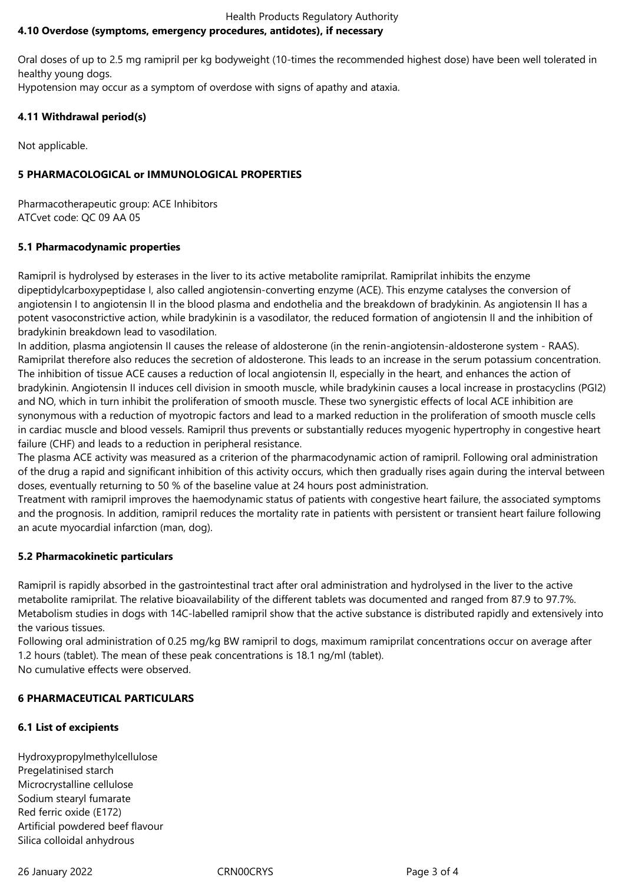## 4.10 Overdose (symptoms, emergency procedures, antidotes), if necessary

Oral doses of up to 2.5 mg ramipril per kg bodyweight (10-times the recommended highest dose) have been well tolerated in healthy young dogs.
Hypotension may occur as a symptom of overdose with signs of apathy and ataxia.

## 4.11 Withdrawal period(s)

Not applicable.

# 5 PHARMACOLOGICAL or IMMUNOLOGICAL PROPERTIES

Pharmacotherapeutic group: ACE Inhibitors
ATCvet code: QC 09 AA 05

## 5.1 Pharmacodynamic properties

Ramipril is hydrolysed by esterases in the liver to its active metabolite ramiprilat. Ramiprilat inhibits the enzyme dipeptidylcarboxypeptidase I, also called angiotensin-converting enzyme (ACE). This enzyme catalyses the conversion of angiotensin I to angiotensin II in the blood plasma and endothelia and the breakdown of bradykinin. As angiotensin II has a potent vasoconstrictive action, while bradykinin is a vasodilator, the reduced formation of angiotensin II and the inhibition of bradykinin breakdown lead to vasodilation.
In addition, plasma angiotensin II causes the release of aldosterone (in the renin-angiotensin-aldosterone system - RAAS). Ramiprilat therefore also reduces the secretion of aldosterone. This leads to an increase in the serum potassium concentration.
The inhibition of tissue ACE causes a reduction of local angiotensin II, especially in the heart, and enhances the action of bradykinin. Angiotensin II induces cell division in smooth muscle, while bradykinin causes a local increase in prostacyclins (PGI2) and NO, which in turn inhibit the proliferation of smooth muscle. These two synergistic effects of local ACE inhibition are synonymous with a reduction of myotropic factors and lead to a marked reduction in the proliferation of smooth muscle cells in cardiac muscle and blood vessels. Ramipril thus prevents or substantially reduces myogenic hypertrophy in congestive heart failure (CHF) and leads to a reduction in peripheral resistance.
The plasma ACE activity was measured as a criterion of the pharmacodynamic action of ramipril. Following oral administration of the drug a rapid and significant inhibition of this activity occurs, which then gradually rises again during the interval between doses, eventually returning to 50 % of the baseline value at 24 hours post administration.
Treatment with ramipril improves the haemodynamic status of patients with congestive heart failure, the associated symptoms and the prognosis. In addition, ramipril reduces the mortality rate in patients with persistent or transient heart failure following an acute myocardial infarction (man, dog).

## 5.2 Pharmacokinetic particulars

Ramipril is rapidly absorbed in the gastrointestinal tract after oral administration and hydrolysed in the liver to the active metabolite ramiprilat. The relative bioavailability of the different tablets was documented and ranged from 87.9 to 97.7%. Metabolism studies in dogs with 14C-labelled ramipril show that the active substance is distributed rapidly and extensively into the various tissues.
Following oral administration of 0.25 mg/kg BW ramipril to dogs, maximum ramiprilat concentrations occur on average after 1.2 hours (tablet). The mean of these peak concentrations is 18.1 ng/ml (tablet).
No cumulative effects were observed.

# 6 PHARMACEUTICAL PARTICULARS

## 6.1 List of excipients

Hydroxypropylmethylcellulose
Pregelatinised starch
Microcrystalline cellulose
Sodium stearyl fumarate
Red ferric oxide (E172)
Artificial powdered beef flavour
Silica colloidal anhydrous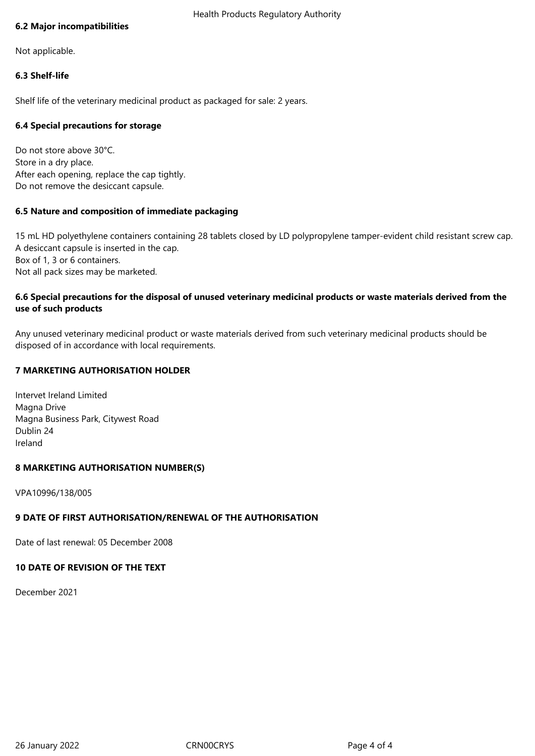### 6.2 Major incompatibilities

Not applicable.

### 6.3 Shelf-life

Shelf life of the veterinary medicinal product as packaged for sale: 2 years.

### 6.4 Special precautions for storage

Do not store above 30°C.
Store in a dry place.
After each opening, replace the cap tightly.
Do not remove the desiccant capsule.

### 6.5 Nature and composition of immediate packaging

15 mL HD polyethylene containers containing 28 tablets closed by LD polypropylene tamper-evident child resistant screw cap.
A desiccant capsule is inserted in the cap.
Box of 1, 3 or 6 containers.
Not all pack sizes may be marketed.

### 6.6 Special precautions for the disposal of unused veterinary medicinal products or waste materials derived from the use of such products

Any unused veterinary medicinal product or waste materials derived from such veterinary medicinal products should be disposed of in accordance with local requirements.

## 7 MARKETING AUTHORISATION HOLDER

Intervet Ireland Limited
Magna Drive
Magna Business Park, Citywest Road
Dublin 24
Ireland

## 8 MARKETING AUTHORISATION NUMBER(S)

VPA10996/138/005

## 9 DATE OF FIRST AUTHORISATION/RENEWAL OF THE AUTHORISATION

Date of last renewal: 05 December 2008

## 10 DATE OF REVISION OF THE TEXT

December 2021